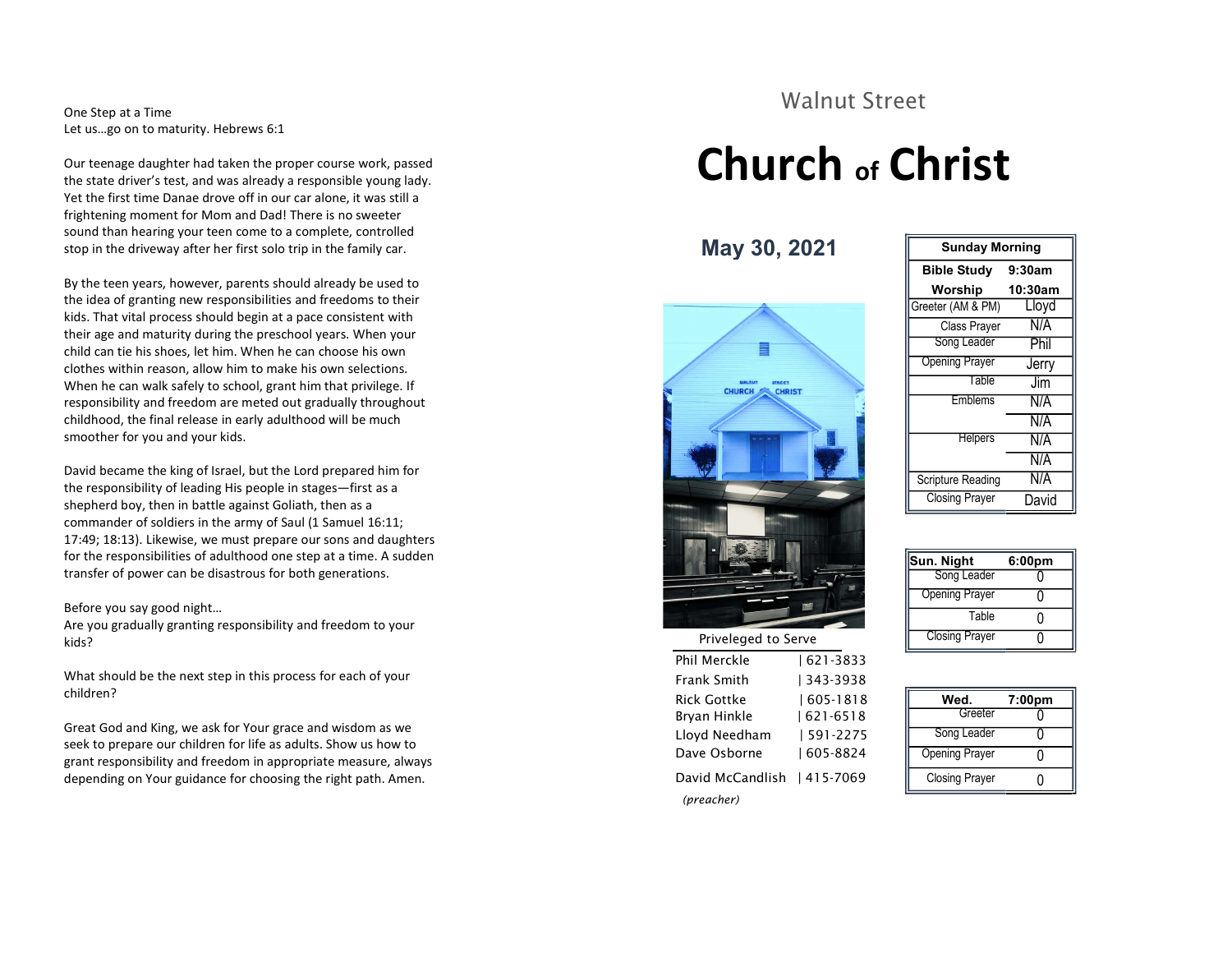One Step at a Time
Let us…go on to maturity. Hebrews 6:1

Our teenage daughter had taken the proper course work, passed the state driver's test, and was already a responsible young lady. Yet the first time Danae drove off in our car alone, it was still a frightening moment for Mom and Dad! There is no sweeter sound than hearing your teen come to a complete, controlled stop in the driveway after her first solo trip in the family car.

By the teen years, however, parents should already be used to the idea of granting new responsibilities and freedoms to their kids. That vital process should begin at a pace consistent with their age and maturity during the preschool years. When your child can tie his shoes, let him. When he can choose his own clothes within reason, allow him to make his own selections. When he can walk safely to school, grant him that privilege. If responsibility and freedom are meted out gradually throughout childhood, the final release in early adulthood will be much smoother for you and your kids.

David became the king of Israel, but the Lord prepared him for the responsibility of leading His people in stages—first as a shepherd boy, then in battle against Goliath, then as a commander of soldiers in the army of Saul (1 Samuel 16:11; 17:49; 18:13). Likewise, we must prepare our sons and daughters for the responsibilities of adulthood one step at a time. A sudden transfer of power can be disastrous for both generations.

Before you say good night…
Are you gradually granting responsibility and freedom to your kids?

What should be the next step in this process for each of your children?

Great God and King, we ask for Your grace and wisdom as we seek to prepare our children for life as adults. Show us how to grant responsibility and freedom in appropriate measure, always depending on Your guidance for choosing the right path. Amen.

Walnut Street

# Church of Christ

## May 30, 2021

Priveleged to Serve

| | |
|---|---|
| Phil Merckle | 621-3833 |
| Frank Smith | 343-3938 |
| Rick Gottke | 605-1818 |
| Bryan Hinkle | 621-6518 |
| Lloyd Needham | 591-2275 |
| Dave Osborne | 605-8824 |
| David McCandlish | 415-7069 |

*(preacher)*

| Sunday Morning | |
|---|---|
| **Bible Study** | **9:30am** |
| **Worship** | **10:30am** |
| Greeter (AM & PM) | Lloyd |
| Class Prayer | N/A |
| Song Leader | Phil |
| Opening Prayer | Jerry |
| Table | Jim |
| Emblems | N/A |
| | N/A |
| Helpers | N/A |
| | N/A |
| Scripture Reading | N/A |
| Closing Prayer | David |

| Sun. Night | 6:00pm |
|---|---|
| Song Leader | 0 |
| Opening Prayer | 0 |
| Table | 0 |
| Closing Prayer | 0 |

| Wed. | 7:00pm |
|---|---|
| Greeter | 0 |
| Song Leader | 0 |
| Opening Prayer | 0 |
| Closing Prayer | 0 |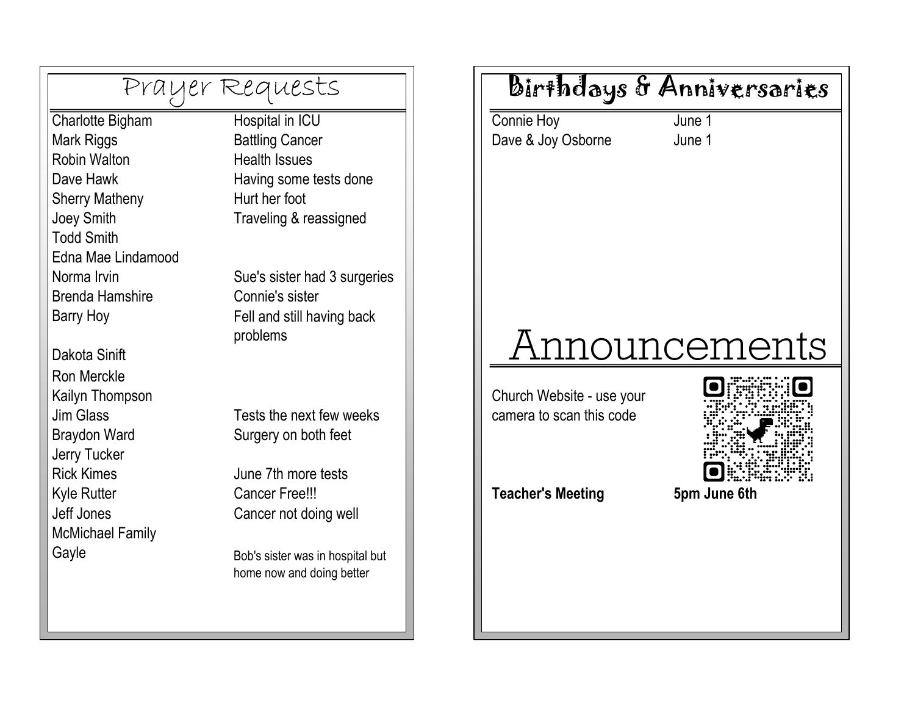## Prayer Requests

| | |
|---|---|
| Charlotte Bigham | Hospital in ICU |
| Mark Riggs | Battling Cancer |
| Robin Walton | Health Issues |
| Dave Hawk | Having some tests done |
| Sherry Matheny | Hurt her foot |
| Joey Smith | Traveling & reassigned |
| Todd Smith | |
| Edna Mae Lindamood | |
| Norma Irvin | Sue's sister had 3 surgeries |
| Brenda Hamshire | Connie's sister |
| Barry Hoy | Fell and still having back problems |
| Dakota Sinift | |
| Ron Merckle | |
| Kailyn Thompson | |
| Jim Glass | Tests the next few weeks |
| Braydon Ward | Surgery on both feet |
| Jerry Tucker | |
| Rick Kimes | June 7th more tests |
| Kyle Rutter | Cancer Free!!! |
| Jeff Jones | Cancer not doing well |
| McMichael Family | |
| Gayle | Bob's sister was in hospital but home now and doing better |

## Birthdays & Anniversaries

| | |
|---|---|
| Connie Hoy | June 1 |
| Dave & Joy Osborne | June 1 |

# Announcements

Church Website - use your camera to scan this code

**Teacher's Meeting** **5pm June 6th**